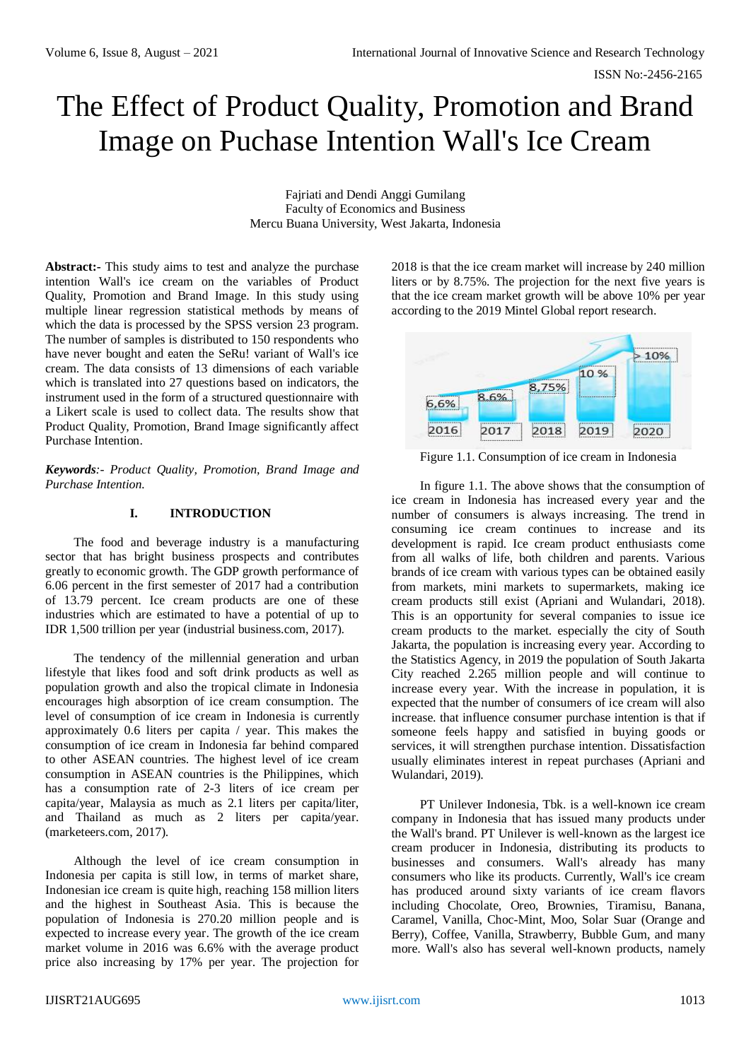# The Effect of Product Quality, Promotion and Brand Image on Puchase Intention Wall's Ice Cream

Fajriati and Dendi Anggi Gumilang
Faculty of Economics and Business
Mercu Buana University, West Jakarta, Indonesia

**Abstract:-** This study aims to test and analyze the purchase intention Wall's ice cream on the variables of Product Quality, Promotion and Brand Image. In this study using multiple linear regression statistical methods by means of which the data is processed by the SPSS version 23 program. The number of samples is distributed to 150 respondents who have never bought and eaten the SeRu! variant of Wall's ice cream. The data consists of 13 dimensions of each variable which is translated into 27 questions based on indicators, the instrument used in the form of a structured questionnaire with a Likert scale is used to collect data. The results show that Product Quality, Promotion, Brand Image significantly affect Purchase Intention.

***Keywords**:- Product Quality, Promotion, Brand Image and Purchase Intention.*

## I. INTRODUCTION

The food and beverage industry is a manufacturing sector that has bright business prospects and contributes greatly to economic growth. The GDP growth performance of 6.06 percent in the first semester of 2017 had a contribution of 13.79 percent. Ice cream products are one of these industries which are estimated to have a potential of up to IDR 1,500 trillion per year (industrial business.com, 2017).

The tendency of the millennial generation and urban lifestyle that likes food and soft drink products as well as population growth and also the tropical climate in Indonesia encourages high absorption of ice cream consumption. The level of consumption of ice cream in Indonesia is currently approximately 0.6 liters per capita / year. This makes the consumption of ice cream in Indonesia far behind compared to other ASEAN countries. The highest level of ice cream consumption in ASEAN countries is the Philippines, which has a consumption rate of 2-3 liters of ice cream per capita/year, Malaysia as much as 2.1 liters per capita/liter, and Thailand as much as 2 liters per capita/year. (marketeers.com, 2017).

Although the level of ice cream consumption in Indonesia per capita is still low, in terms of market share, Indonesian ice cream is quite high, reaching 158 million liters and the highest in Southeast Asia. This is because the population of Indonesia is 270.20 million people and is expected to increase every year. The growth of the ice cream market volume in 2016 was 6.6% with the average product price also increasing by 17% per year. The projection for 2018 is that the ice cream market will increase by 240 million liters or by 8.75%. The projection for the next five years is that the ice cream market growth will be above 10% per year according to the 2019 Mintel Global report research.

Figure 1.1. Consumption of ice cream in Indonesia

In figure 1.1. The above shows that the consumption of ice cream in Indonesia has increased every year and the number of consumers is always increasing. The trend in consuming ice cream continues to increase and its development is rapid. Ice cream product enthusiasts come from all walks of life, both children and parents. Various brands of ice cream with various types can be obtained easily from markets, mini markets to supermarkets, making ice cream products still exist (Apriani and Wulandari, 2018). This is an opportunity for several companies to issue ice cream products to the market. especially the city of South Jakarta, the population is increasing every year. According to the Statistics Agency, in 2019 the population of South Jakarta City reached 2.265 million people and will continue to increase every year. With the increase in population, it is expected that the number of consumers of ice cream will also increase. that influence consumer purchase intention is that if someone feels happy and satisfied in buying goods or services, it will strengthen purchase intention. Dissatisfaction usually eliminates interest in repeat purchases (Apriani and Wulandari, 2019).

PT Unilever Indonesia, Tbk. is a well-known ice cream company in Indonesia that has issued many products under the Wall's brand. PT Unilever is well-known as the largest ice cream producer in Indonesia, distributing its products to businesses and consumers. Wall's already has many consumers who like its products. Currently, Wall's ice cream has produced around sixty variants of ice cream flavors including Chocolate, Oreo, Brownies, Tiramisu, Banana, Caramel, Vanilla, Choc-Mint, Moo, Solar Suar (Orange and Berry), Coffee, Vanilla, Strawberry, Bubble Gum, and many more. Wall's also has several well-known products, namely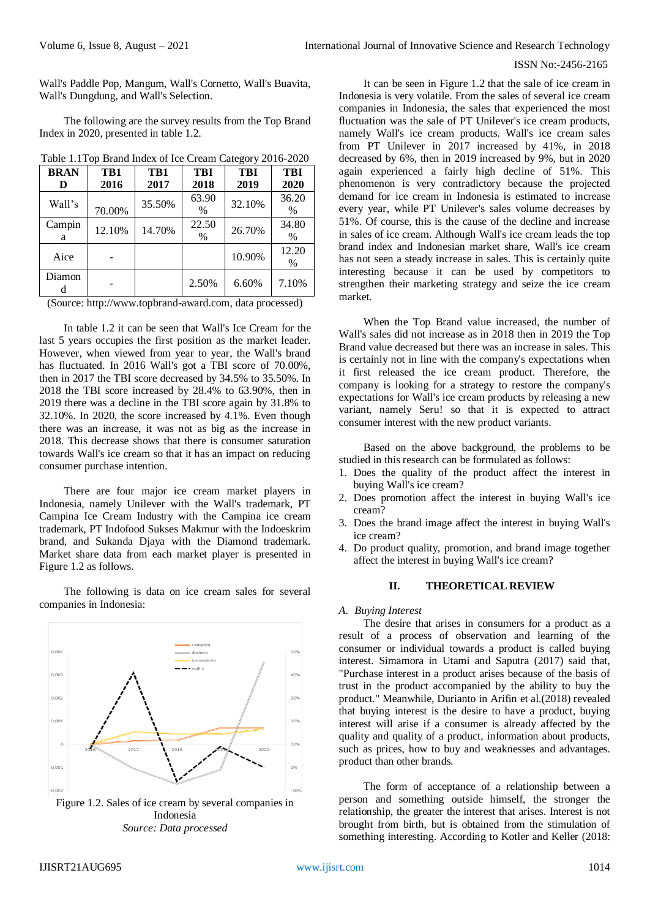Wall's Paddle Pop, Mangum, Wall's Cornetto, Wall's Buavita, Wall's Dungdung, and Wall's Selection.

The following are the survey results from the Top Brand Index in 2020, presented in table 1.2.

Table 1.1Top Brand Index of Ice Cream Category 2016-2020

| BRAND | TB1 2016 | TB1 2017 | TBI 2018 | TBI 2019 | TBI 2020 |
|---|---|---|---|---|---|
| Wall's | 70.00% | 35.50% | 63.90 % | 32.10% | 36.20 % |
| Campina | 12.10% | 14.70% | 22.50 % | 26.70% | 34.80 % |
| Aice | - | | | 10.90% | 12.20 % |
| Diamond | - | | 2.50% | 6.60% | 7.10% |

(Source: http://www.topbrand-award.com, data processed)

In table 1.2 it can be seen that Wall's Ice Cream for the last 5 years occupies the first position as the market leader. However, when viewed from year to year, the Wall's brand has fluctuated. In 2016 Wall's got a TBI score of 70.00%, then in 2017 the TBI score decreased by 34.5% to 35.50%. In 2018 the TBI score increased by 28.4% to 63.90%, then in 2019 there was a decline in the TBI score again by 31.8% to 32.10%. In 2020, the score increased by 4.1%. Even though there was an increase, it was not as big as the increase in 2018. This decrease shows that there is consumer saturation towards Wall's ice cream so that it has an impact on reducing consumer purchase intention.

There are four major ice cream market players in Indonesia, namely Unilever with the Wall's trademark, PT Campina Ice Cream Industry with the Campina ice cream trademark, PT Indofood Sukses Makmur with the Indoeskrim brand, and Sukanda Djaya with the Diamond trademark. Market share data from each market player is presented in Figure 1.2 as follows.

The following is data on ice cream sales for several companies in Indonesia:

Figure 1.2. Sales of ice cream by several companies in Indonesia

*Source: Data processed*

It can be seen in Figure 1.2 that the sale of ice cream in Indonesia is very volatile. From the sales of several ice cream companies in Indonesia, the sales that experienced the most fluctuation was the sale of PT Unilever's ice cream products, namely Wall's ice cream products. Wall's ice cream sales from PT Unilever in 2017 increased by 41%, in 2018 decreased by 6%, then in 2019 increased by 9%, but in 2020 again experienced a fairly high decline of 51%. This phenomenon is very contradictory because the projected demand for ice cream in Indonesia is estimated to increase every year, while PT Unilever's sales volume decreases by 51%. Of course, this is the cause of the decline and increase in sales of ice cream. Although Wall's ice cream leads the top brand index and Indonesian market share, Wall's ice cream has not seen a steady increase in sales. This is certainly quite interesting because it can be used by competitors to strengthen their marketing strategy and seize the ice cream market.

When the Top Brand value increased, the number of Wall's sales did not increase as in 2018 then in 2019 the Top Brand value decreased but there was an increase in sales. This is certainly not in line with the company's expectations when it first released the ice cream product. Therefore, the company is looking for a strategy to restore the company's expectations for Wall's ice cream products by releasing a new variant, namely Seru! so that it is expected to attract consumer interest with the new product variants.

Based on the above background, the problems to be studied in this research can be formulated as follows:

1. Does the quality of the product affect the interest in buying Wall's ice cream?
2. Does promotion affect the interest in buying Wall's ice cream?
3. Does the brand image affect the interest in buying Wall's ice cream?
4. Do product quality, promotion, and brand image together affect the interest in buying Wall's ice cream?

## II. THEORETICAL REVIEW

### *A. Buying Interest*

The desire that arises in consumers for a product as a result of a process of observation and learning of the consumer or individual towards a product is called buying interest. Simamora in Utami and Saputra (2017) said that, "Purchase interest in a product arises because of the basis of trust in the product accompanied by the ability to buy the product." Meanwhile, Durianto in Arifin et al.(2018) revealed that buying interest is the desire to have a product, buying interest will arise if a consumer is already affected by the quality and quality of a product, information about products, such as prices, how to buy and weaknesses and advantages. product than other brands.

The form of acceptance of a relationship between a person and something outside himself, the stronger the relationship, the greater the interest that arises. Interest is not brought from birth, but is obtained from the stimulation of something interesting. According to Kotler and Keller (2018: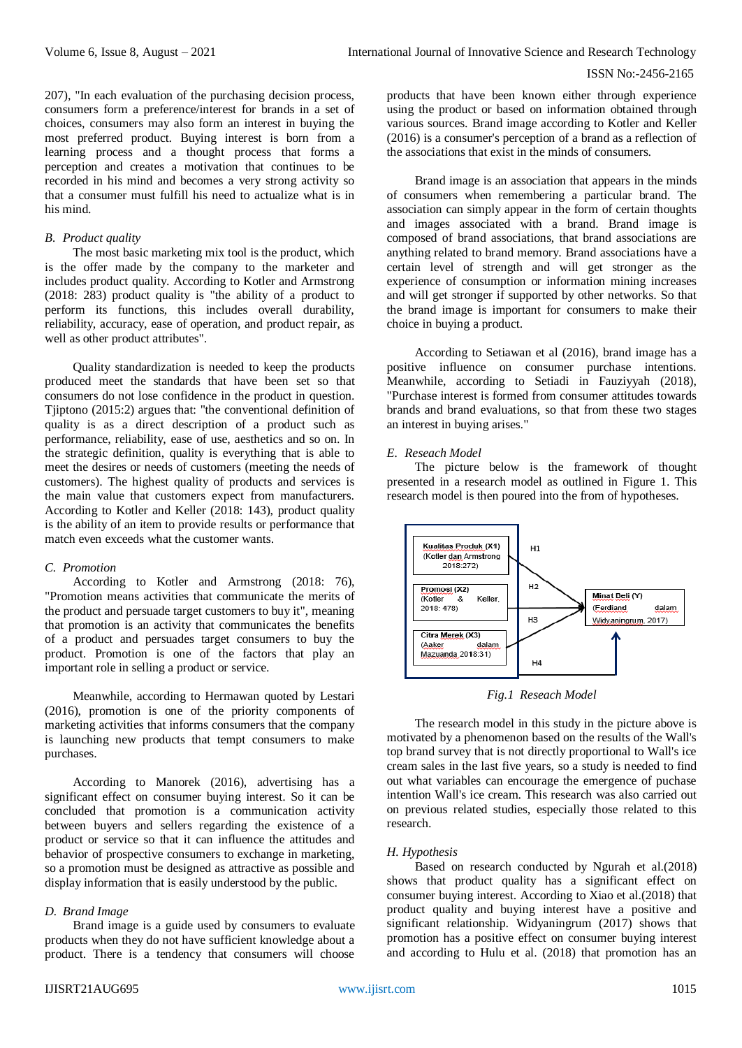207), "In each evaluation of the purchasing decision process, consumers form a preference/interest for brands in a set of choices, consumers may also form an interest in buying the most preferred product. Buying interest is born from a learning process and a thought process that forms a perception and creates a motivation that continues to be recorded in his mind and becomes a very strong activity so that a consumer must fulfill his need to actualize what is in his mind.

### *B. Product quality*

The most basic marketing mix tool is the product, which is the offer made by the company to the marketer and includes product quality. According to Kotler and Armstrong (2018: 283) product quality is "the ability of a product to perform its functions, this includes overall durability, reliability, accuracy, ease of operation, and product repair, as well as other product attributes".

Quality standardization is needed to keep the products produced meet the standards that have been set so that consumers do not lose confidence in the product in question. Tjiptono (2015:2) argues that: "the conventional definition of quality is as a direct description of a product such as performance, reliability, ease of use, aesthetics and so on. In the strategic definition, quality is everything that is able to meet the desires or needs of customers (meeting the needs of customers). The highest quality of products and services is the main value that customers expect from manufacturers. According to Kotler and Keller (2018: 143), product quality is the ability of an item to provide results or performance that match even exceeds what the customer wants.

### *C. Promotion*

According to Kotler and Armstrong (2018: 76), "Promotion means activities that communicate the merits of the product and persuade target customers to buy it", meaning that promotion is an activity that communicates the benefits of a product and persuades target consumers to buy the product. Promotion is one of the factors that play an important role in selling a product or service.

Meanwhile, according to Hermawan quoted by Lestari (2016), promotion is one of the priority components of marketing activities that informs consumers that the company is launching new products that tempt consumers to make purchases.

According to Manorek (2016), advertising has a significant effect on consumer buying interest. So it can be concluded that promotion is a communication activity between buyers and sellers regarding the existence of a product or service so that it can influence the attitudes and behavior of prospective consumers to exchange in marketing, so a promotion must be designed as attractive as possible and display information that is easily understood by the public.

### *D. Brand Image*

Brand image is a guide used by consumers to evaluate products when they do not have sufficient knowledge about a product. There is a tendency that consumers will choose products that have been known either through experience using the product or based on information obtained through various sources. Brand image according to Kotler and Keller (2016) is a consumer's perception of a brand as a reflection of the associations that exist in the minds of consumers.

Brand image is an association that appears in the minds of consumers when remembering a particular brand. The association can simply appear in the form of certain thoughts and images associated with a brand. Brand image is composed of brand associations, that brand associations are anything related to brand memory. Brand associations have a certain level of strength and will get stronger as the experience of consumption or information mining increases and will get stronger if supported by other networks. So that the brand image is important for consumers to make their choice in buying a product.

According to Setiawan et al (2016), brand image has a positive influence on consumer purchase intentions. Meanwhile, according to Setiadi in Fauziyyah (2018), "Purchase interest is formed from consumer attitudes towards brands and brand evaluations, so that from these two stages an interest in buying arises."

### *E. Reseach Model*

The picture below is the framework of thought presented in a research model as outlined in Figure 1. This research model is then poured into the from of hypotheses.

Kualitas Produk (X1) (Kotler dan Armstrong 2018:272) — H1 → Minat Beli (Y) (Ferdiand dalam Widyaningrum, 2017)

Promosi (X2) (Kotler & Keller, 2018: 478) — H2 → Minat Beli (Y)

Citra Merek (X3) (Aaker dalam Mazuanda 2018:31) — H3 → Minat Beli (Y)

X1, X2, X3 — H4 → Minat Beli (Y)

*Fig.1 Reseach Model*

The research model in this study in the picture above is motivated by a phenomenon based on the results of the Wall's top brand survey that is not directly proportional to Wall's ice cream sales in the last five years, so a study is needed to find out what variables can encourage the emergence of puchase intention Wall's ice cream. This research was also carried out on previous related studies, especially those related to this research.

### *H. Hypothesis*

Based on research conducted by Ngurah et al.(2018) shows that product quality has a significant effect on consumer buying interest. According to Xiao et al.(2018) that product quality and buying interest have a positive and significant relationship. Widyaningrum (2017) shows that promotion has a positive effect on consumer buying interest and according to Hulu et al. (2018) that promotion has an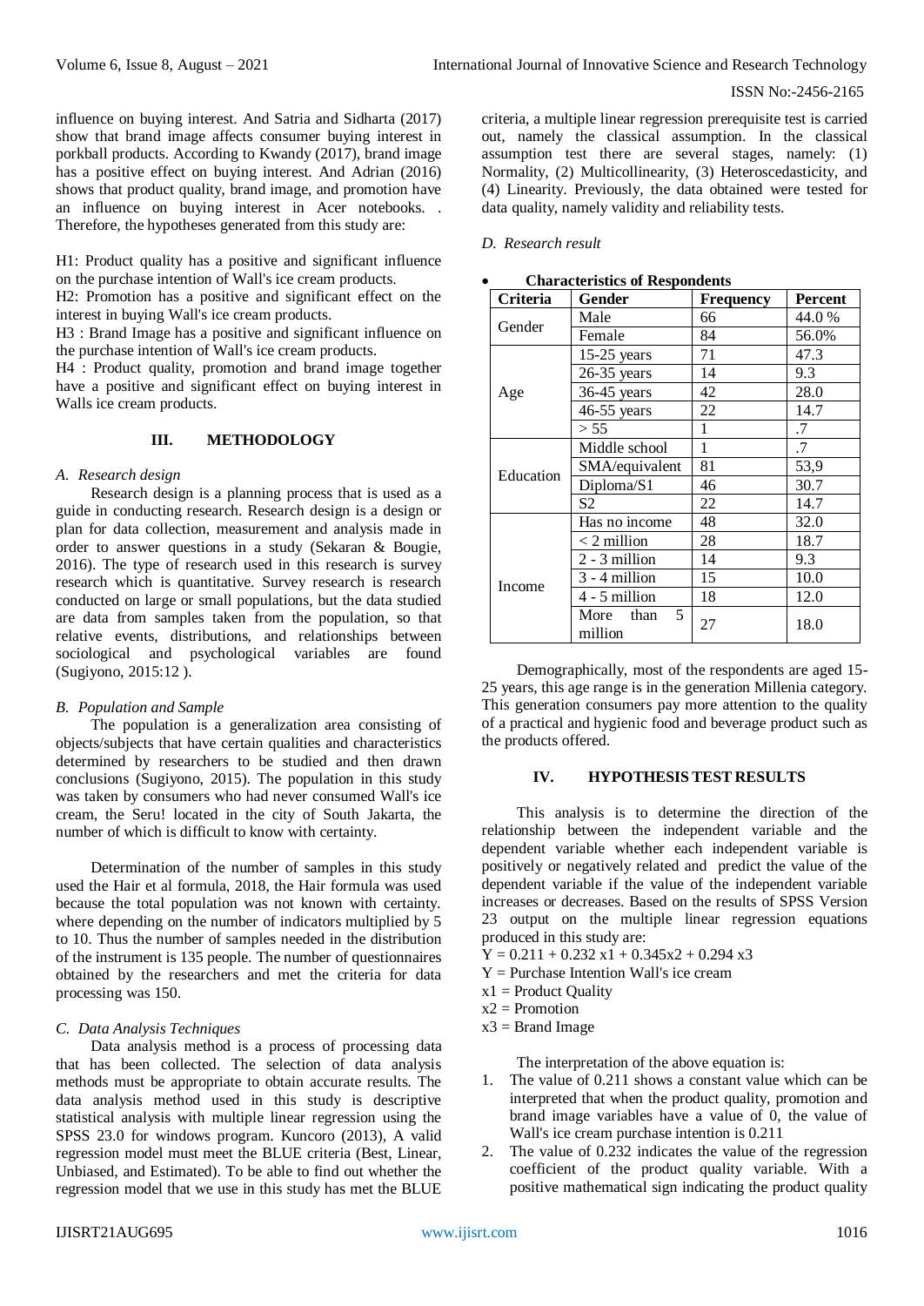influence on buying interest. And Satria and Sidharta (2017) show that brand image affects consumer buying interest in porkball products. According to Kwandy (2017), brand image has a positive effect on buying interest. And Adrian (2016) shows that product quality, brand image, and promotion have an influence on buying interest in Acer notebooks. . Therefore, the hypotheses generated from this study are:

H1: Product quality has a positive and significant influence on the purchase intention of Wall's ice cream products.
H2: Promotion has a positive and significant effect on the interest in buying Wall's ice cream products.
H3 : Brand Image has a positive and significant influence on the purchase intention of Wall's ice cream products.
H4 : Product quality, promotion and brand image together have a positive and significant effect on buying interest in Walls ice cream products.

## III. METHODOLOGY

### *A. Research design*

Research design is a planning process that is used as a guide in conducting research. Research design is a design or plan for data collection, measurement and analysis made in order to answer questions in a study (Sekaran & Bougie, 2016). The type of research used in this research is survey research which is quantitative. Survey research is research conducted on large or small populations, but the data studied are data from samples taken from the population, so that relative events, distributions, and relationships between sociological and psychological variables are found (Sugiyono, 2015:12 ).

### *B. Population and Sample*

The population is a generalization area consisting of objects/subjects that have certain qualities and characteristics determined by researchers to be studied and then drawn conclusions (Sugiyono, 2015). The population in this study was taken by consumers who had never consumed Wall's ice cream, the Seru! located in the city of South Jakarta, the number of which is difficult to know with certainty.

Determination of the number of samples in this study used the Hair et al formula, 2018, the Hair formula was used because the total population was not known with certainty. where depending on the number of indicators multiplied by 5 to 10. Thus the number of samples needed in the distribution of the instrument is 135 people. The number of questionnaires obtained by the researchers and met the criteria for data processing was 150.

### *C. Data Analysis Techniques*

Data analysis method is a process of processing data that has been collected. The selection of data analysis methods must be appropriate to obtain accurate results. The data analysis method used in this study is descriptive statistical analysis with multiple linear regression using the SPSS 23.0 for windows program. Kuncoro (2013), A valid regression model must meet the BLUE criteria (Best, Linear, Unbiased, and Estimated). To be able to find out whether the regression model that we use in this study has met the BLUE criteria, a multiple linear regression prerequisite test is carried out, namely the classical assumption. In the classical assumption test there are several stages, namely: (1) Normality, (2) Multicollinearity, (3) Heteroscedasticity, and (4) Linearity. Previously, the data obtained were tested for data quality, namely validity and reliability tests.

### *D. Research result*

- **Characteristics of Respondents**

| Criteria | Gender | Frequency | Percent |
|---|---|---|---|
| Gender | Male | 66 | 44.0 % |
| | Female | 84 | 56.0% |
| Age | 15-25 years | 71 | 47.3 |
| | 26-35 years | 14 | 9.3 |
| | 36-45 years | 42 | 28.0 |
| | 46-55 years | 22 | 14.7 |
| | > 55 | 1 | .7 |
| Education | Middle school | 1 | .7 |
| | SMA/equivalent | 81 | 53,9 |
| | Diploma/S1 | 46 | 30.7 |
| | S2 | 22 | 14.7 |
| Income | Has no income | 48 | 32.0 |
| | < 2 million | 28 | 18.7 |
| | 2 - 3 million | 14 | 9.3 |
| | 3 - 4 million | 15 | 10.0 |
| | 4 - 5 million | 18 | 12.0 |
| | More than 5 million | 27 | 18.0 |

Demographically, most of the respondents are aged 15-25 years, this age range is in the generation Millenia category. This generation consumers pay more attention to the quality of a practical and hygienic food and beverage product such as the products offered.

## IV. HYPOTHESIS TEST RESULTS

This analysis is to determine the direction of the relationship between the independent variable and the dependent variable whether each independent variable is positively or negatively related and predict the value of the dependent variable if the value of the independent variable increases or decreases. Based on the results of SPSS Version 23 output on the multiple linear regression equations produced in this study are:

$Y = 0.211 + 0.232\ x1 + 0.345x2 + 0.294\ x3$

Y = Purchase Intention Wall's ice cream
x1 = Product Quality
x2 = Promotion
x3 = Brand Image

The interpretation of the above equation is:

1. The value of 0.211 shows a constant value which can be interpreted that when the product quality, promotion and brand image variables have a value of 0, the value of Wall's ice cream purchase intention is 0.211
2. The value of 0.232 indicates the value of the regression coefficient of the product quality variable. With a positive mathematical sign indicating the product quality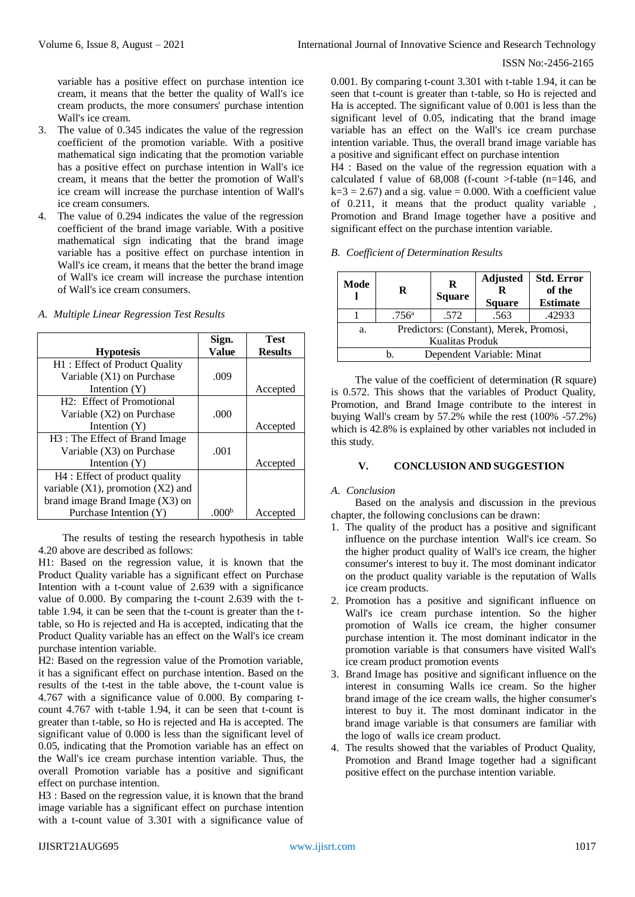variable has a positive effect on purchase intention ice cream, it means that the better the quality of Wall's ice cream products, the more consumers' purchase intention Wall's ice cream.

3. The value of 0.345 indicates the value of the regression coefficient of the promotion variable. With a positive mathematical sign indicating that the promotion variable has a positive effect on purchase intention in Wall's ice cream, it means that the better the promotion of Wall's ice cream will increase the purchase intention of Wall's ice cream consumers.
4. The value of 0.294 indicates the value of the regression coefficient of the brand image variable. With a positive mathematical sign indicating that the brand image variable has a positive effect on purchase intention in Wall's ice cream, it means that the better the brand image of Wall's ice cream will increase the purchase intention of Wall's ice cream consumers.

### *A. Multiple Linear Regression Test Results*

| Hypotesis | Sign. Value | Test Results |
|---|---|---|
| H1 : Effect of Product Quality Variable (X1) on Purchase Intention (Y) | .009 | Accepted |
| H2: Effect of Promotional Variable (X2) on Purchase Intention (Y) | .000 | Accepted |
| H3 : The Effect of Brand Image Variable (X3) on Purchase Intention (Y) | .001 | Accepted |
| H4 : Effect of product quality variable (X1), promotion (X2) and brand image Brand Image (X3) on Purchase Intention (Y) | .000[b] | Accepted |

The results of testing the research hypothesis in table 4.20 above are described as follows:

H1: Based on the regression value, it is known that the Product Quality variable has a significant effect on Purchase Intention with a t-count value of 2.639 with a significance value of 0.000. By comparing the t-count 2.639 with the t-table 1.94, it can be seen that the t-count is greater than the t-table, so Ho is rejected and Ha is accepted, indicating that the Product Quality variable has an effect on the Wall's ice cream purchase intention variable.

H2: Based on the regression value of the Promotion variable, it has a significant effect on purchase intention. Based on the results of the t-test in the table above, the t-count value is 4.767 with a significance value of 0.000. By comparing t-count 4.767 with t-table 1.94, it can be seen that t-count is greater than t-table, so Ho is rejected and Ha is accepted. The significant value of 0.000 is less than the significant level of 0.05, indicating that the Promotion variable has an effect on the Wall's ice cream purchase intention variable. Thus, the overall Promotion variable has a positive and significant effect on purchase intention.

H3 : Based on the regression value, it is known that the brand image variable has a significant effect on purchase intention with a t-count value of 3.301 with a significance value of 0.001. By comparing t-count 3.301 with t-table 1.94, it can be seen that t-count is greater than t-table, so Ho is rejected and Ha is accepted. The significant value of 0.001 is less than the significant level of 0.05, indicating that the brand image variable has an effect on the Wall's ice cream purchase intention variable. Thus, the overall brand image variable has a positive and significant effect on purchase intention

H4 : Based on the value of the regression equation with a calculated f value of 68,008 (f-count >f-table (n=146, and k=3 = 2.67) and a sig. value = 0.000. With a coefficient value of 0.211, it means that the product quality variable , Promotion and Brand Image together have a positive and significant effect on the purchase intention variable.

### *B. Coefficient of Determination Results*

| Model | R | R Square | Adjusted R Square | Std. Error of the Estimate |
|---|---|---|---|---|
| 1 | .756[a] | .572 | .563 | .42933 |
| a. Predictors: (Constant), Merek, Promosi, Kualitas Produk | | | | |
| b. Dependent Variable: Minat | | | | |

The value of the coefficient of determination (R square) is 0.572. This shows that the variables of Product Quality, Promotion, and Brand Image contribute to the interest in buying Wall's cream by 57.2% while the rest (100% -57.2%) which is 42.8% is explained by other variables not included in this study.

## V. CONCLUSION AND SUGGESTION

### *A. Conclusion*

Based on the analysis and discussion in the previous chapter, the following conclusions can be drawn:

1. The quality of the product has a positive and significant influence on the purchase intention Wall's ice cream. So the higher product quality of Wall's ice cream, the higher consumer's interest to buy it. The most dominant indicator on the product quality variable is the reputation of Walls ice cream products.
2. Promotion has a positive and significant influence on Wall's ice cream purchase intention. So the higher promotion of Walls ice cream, the higher consumer purchase intention it. The most dominant indicator in the promotion variable is that consumers have visited Wall's ice cream product promotion events
3. Brand Image has positive and significant influence on the interest in consuming Walls ice cream. So the higher brand image of the ice cream walls, the higher consumer's interest to buy it. The most dominant indicator in the brand image variable is that consumers are familiar with the logo of walls ice cream product.
4. The results showed that the variables of Product Quality, Promotion and Brand Image together had a significant positive effect on the purchase intention variable.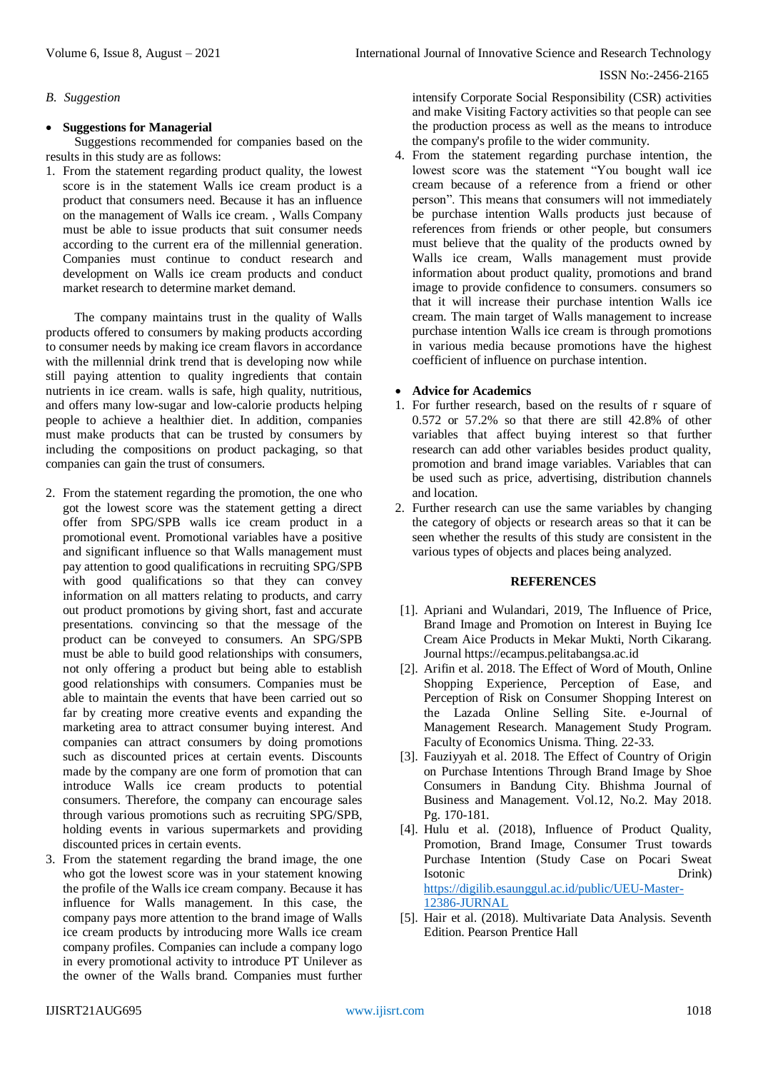## B. Suggestion

- **Suggestions for Managerial**

Suggestions recommended for companies based on the results in this study are as follows:

1. From the statement regarding product quality, the lowest score is in the statement Walls ice cream product is a product that consumers need. Because it has an influence on the management of Walls ice cream. , Walls Company must be able to issue products that suit consumer needs according to the current era of the millennial generation. Companies must continue to conduct research and development on Walls ice cream products and conduct market research to determine market demand.

The company maintains trust in the quality of Walls products offered to consumers by making products according to consumer needs by making ice cream flavors in accordance with the millennial drink trend that is developing now while still paying attention to quality ingredients that contain nutrients in ice cream. walls is safe, high quality, nutritious, and offers many low-sugar and low-calorie products helping people to achieve a healthier diet. In addition, companies must make products that can be trusted by consumers by including the compositions on product packaging, so that companies can gain the trust of consumers.

2. From the statement regarding the promotion, the one who got the lowest score was the statement getting a direct offer from SPG/SPB walls ice cream product in a promotional event. Promotional variables have a positive and significant influence so that Walls management must pay attention to good qualifications in recruiting SPG/SPB with good qualifications so that they can convey information on all matters relating to products, and carry out product promotions by giving short, fast and accurate presentations. convincing so that the message of the product can be conveyed to consumers. An SPG/SPB must be able to build good relationships with consumers, not only offering a product but being able to establish good relationships with consumers. Companies must be able to maintain the events that have been carried out so far by creating more creative events and expanding the marketing area to attract consumer buying interest. And companies can attract consumers by doing promotions such as discounted prices at certain events. Discounts made by the company are one form of promotion that can introduce Walls ice cream products to potential consumers. Therefore, the company can encourage sales through various promotions such as recruiting SPG/SPB, holding events in various supermarkets and providing discounted prices in certain events.
3. From the statement regarding the brand image, the one who got the lowest score was in your statement knowing the profile of the Walls ice cream company. Because it has influence for Walls management. In this case, the company pays more attention to the brand image of Walls ice cream products by introducing more Walls ice cream company profiles. Companies can include a company logo in every promotional activity to introduce PT Unilever as the owner of the Walls brand. Companies must further intensify Corporate Social Responsibility (CSR) activities and make Visiting Factory activities so that people can see the production process as well as the means to introduce the company's profile to the wider community.
4. From the statement regarding purchase intention, the lowest score was the statement "You bought wall ice cream because of a reference from a friend or other person". This means that consumers will not immediately be purchase intention Walls products just because of references from friends or other people, but consumers must believe that the quality of the products owned by Walls ice cream, Walls management must provide information about product quality, promotions and brand image to provide confidence to consumers. consumers so that it will increase their purchase intention Walls ice cream. The main target of Walls management to increase purchase intention Walls ice cream is through promotions in various media because promotions have the highest coefficient of influence on purchase intention.

- **Advice for Academics**

1. For further research, based on the results of r square of 0.572 or 57.2% so that there are still 42.8% of other variables that affect buying interest so that further research can add other variables besides product quality, promotion and brand image variables. Variables that can be used such as price, advertising, distribution channels and location.
2. Further research can use the same variables by changing the category of objects or research areas so that it can be seen whether the results of this study are consistent in the various types of objects and places being analyzed.

## REFERENCES

[1]. Apriani and Wulandari, 2019, The Influence of Price, Brand Image and Promotion on Interest in Buying Ice Cream Aice Products in Mekar Mukti, North Cikarang. Journal https://ecampus.pelitabangsa.ac.id

[2]. Arifin et al. 2018. The Effect of Word of Mouth, Online Shopping Experience, Perception of Ease, and Perception of Risk on Consumer Shopping Interest on the Lazada Online Selling Site. e-Journal of Management Research. Management Study Program. Faculty of Economics Unisma. Thing. 22-33.

[3]. Fauziyyah et al. 2018. The Effect of Country of Origin on Purchase Intentions Through Brand Image by Shoe Consumers in Bandung City. Bhishma Journal of Business and Management. Vol.12, No.2. May 2018. Pg. 170-181.

[4]. Hulu et al. (2018), Influence of Product Quality, Promotion, Brand Image, Consumer Trust towards Purchase Intention (Study Case on Pocari Sweat Isotonic Drink) https://digilib.esaunggul.ac.id/public/UEU-Master-12386-JURNAL

[5]. Hair et al. (2018). Multivariate Data Analysis. Seventh Edition. Pearson Prentice Hall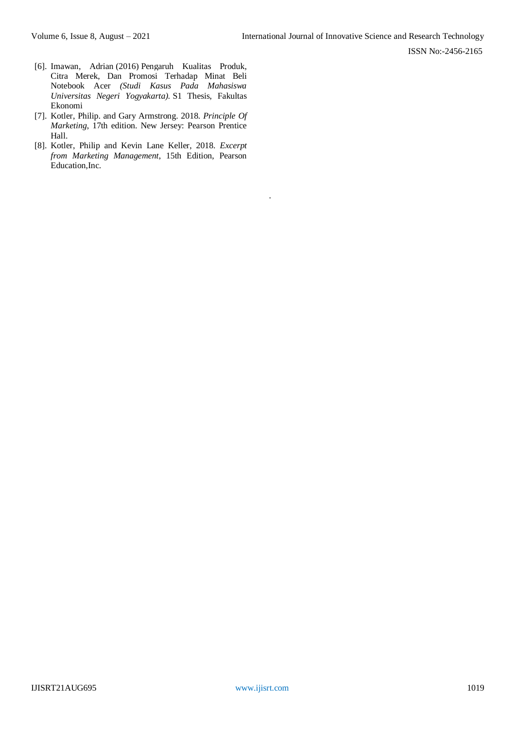[6]. Imawan, Adrian (2016) Pengaruh Kualitas Produk, Citra Merek, Dan Promosi Terhadap Minat Beli Notebook Acer *(Studi Kasus Pada Mahasiswa Universitas Negeri Yogyakarta).* S1 Thesis, Fakultas Ekonomi

[7]. Kotler, Philip. and Gary Armstrong. 2018. *Principle Of Marketing*, 17th edition. New Jersey: Pearson Prentice Hall.

[8]. Kotler, Philip and Kevin Lane Keller, 2018. *Excerpt from Marketing Management*, 15th Edition, Pearson Education,Inc.